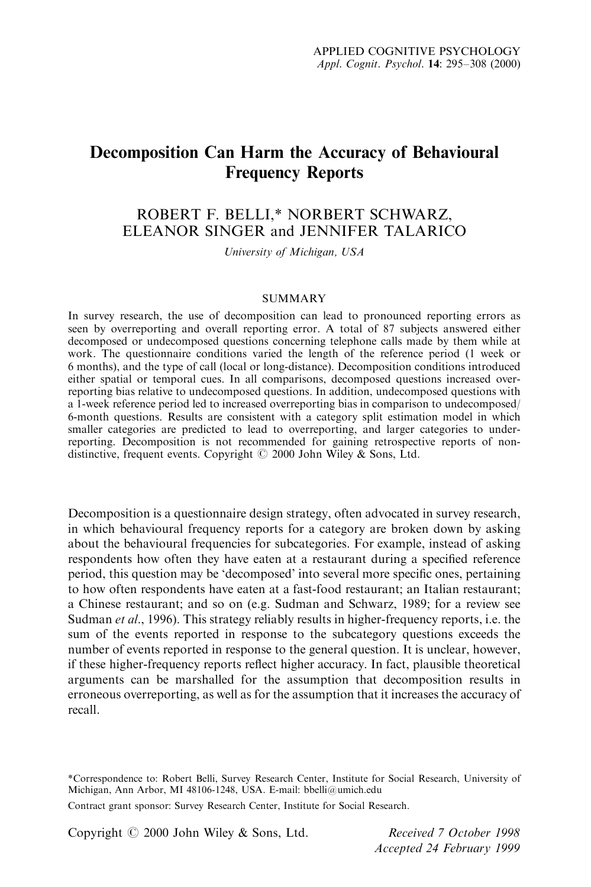# Decomposition Can Harm the Accuracy of Behavioural Frequency Reports

ROBERT F. BELLI,* NORBERT SCHWARZ, ELEANOR SINGER and JENNIFER TALARICO

*University of Michigan, USA*

## SUMMARY

In survey research, the use of decomposition can lead to pronounced reporting errors as seen by overreporting and overall reporting error. A total of 87 subjects answered either decomposed or undecomposed questions concerning telephone calls made by them while at work. The questionnaire conditions varied the length of the reference period (1 week or 6 months), and the type of call (local or long-distance). Decomposition conditions introduced either spatial or temporal cues. In all comparisons, decomposed questions increased overreporting bias relative to undecomposed questions. In addition, undecomposed questions with a 1-week reference period led to increased overreporting bias in comparison to undecomposed/6-month questions. Results are consistent with a category split estimation model in which smaller categories are predicted to lead to overreporting, and larger categories to underreporting. Decomposition is not recommended for gaining retrospective reports of non-distinctive, frequent events. Copyright © 2000 John Wiley & Sons, Ltd.

Decomposition is a questionnaire design strategy, often advocated in survey research, in which behavioural frequency reports for a category are broken down by asking about the behavioural frequencies for subcategories. For example, instead of asking respondents how often they have eaten at a restaurant during a specified reference period, this question may be 'decomposed' into several more specific ones, pertaining to how often respondents have eaten at a fast-food restaurant; an Italian restaurant; a Chinese restaurant; and so on (e.g. Sudman and Schwarz, 1989; for a review see Sudman *et al*., 1996). This strategy reliably results in higher-frequency reports, i.e. the sum of the events reported in response to the subcategory questions exceeds the number of events reported in response to the general question. It is unclear, however, if these higher-frequency reports reflect higher accuracy. In fact, plausible theoretical arguments can be marshalled for the assumption that decomposition results in erroneous overreporting, as well as for the assumption that it increases the accuracy of recall.

*Correspondence to: Robert Belli, Survey Research Center, Institute for Social Research, University of Michigan, Ann Arbor, MI 48106-1248, USA. E-mail: bbelli@umich.edu

Contract grant sponsor: Survey Research Center, Institute for Social Research.

Copyright © 2000 John Wiley & Sons, Ltd.

*Received 7 October 1998*
*Accepted 24 February 1999*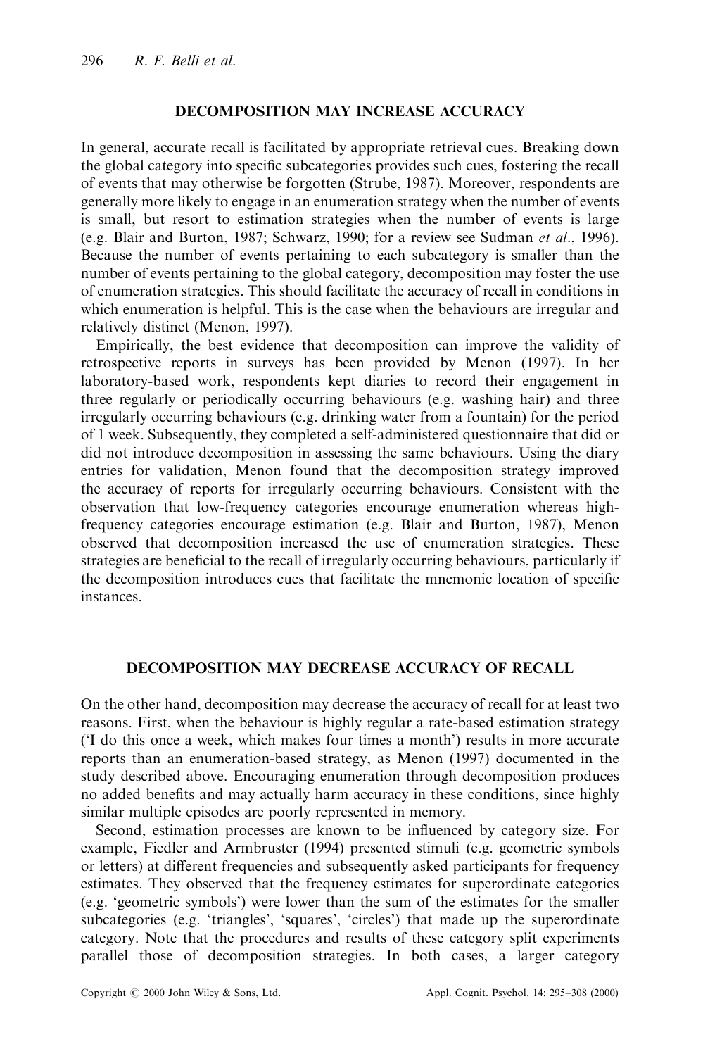## DECOMPOSITION MAY INCREASE ACCURACY

In general, accurate recall is facilitated by appropriate retrieval cues. Breaking down the global category into specific subcategories provides such cues, fostering the recall of events that may otherwise be forgotten (Strube, 1987). Moreover, respondents are generally more likely to engage in an enumeration strategy when the number of events is small, but resort to estimation strategies when the number of events is large (e.g. Blair and Burton, 1987; Schwarz, 1990; for a review see Sudman *et al*., 1996). Because the number of events pertaining to each subcategory is smaller than the number of events pertaining to the global category, decomposition may foster the use of enumeration strategies. This should facilitate the accuracy of recall in conditions in which enumeration is helpful. This is the case when the behaviours are irregular and relatively distinct (Menon, 1997).

Empirically, the best evidence that decomposition can improve the validity of retrospective reports in surveys has been provided by Menon (1997). In her laboratory-based work, respondents kept diaries to record their engagement in three regularly or periodically occurring behaviours (e.g. washing hair) and three irregularly occurring behaviours (e.g. drinking water from a fountain) for the period of 1 week. Subsequently, they completed a self-administered questionnaire that did or did not introduce decomposition in assessing the same behaviours. Using the diary entries for validation, Menon found that the decomposition strategy improved the accuracy of reports for irregularly occurring behaviours. Consistent with the observation that low-frequency categories encourage enumeration whereas high-frequency categories encourage estimation (e.g. Blair and Burton, 1987), Menon observed that decomposition increased the use of enumeration strategies. These strategies are beneficial to the recall of irregularly occurring behaviours, particularly if the decomposition introduces cues that facilitate the mnemonic location of specific instances.

## DECOMPOSITION MAY DECREASE ACCURACY OF RECALL

On the other hand, decomposition may decrease the accuracy of recall for at least two reasons. First, when the behaviour is highly regular a rate-based estimation strategy ('I do this once a week, which makes four times a month') results in more accurate reports than an enumeration-based strategy, as Menon (1997) documented in the study described above. Encouraging enumeration through decomposition produces no added benefits and may actually harm accuracy in these conditions, since highly similar multiple episodes are poorly represented in memory.

Second, estimation processes are known to be influenced by category size. For example, Fiedler and Armbruster (1994) presented stimuli (e.g. geometric symbols or letters) at different frequencies and subsequently asked participants for frequency estimates. They observed that the frequency estimates for superordinate categories (e.g. 'geometric symbols') were lower than the sum of the estimates for the smaller subcategories (e.g. 'triangles', 'squares', 'circles') that made up the superordinate category. Note that the procedures and results of these category split experiments parallel those of decomposition strategies. In both cases, a larger category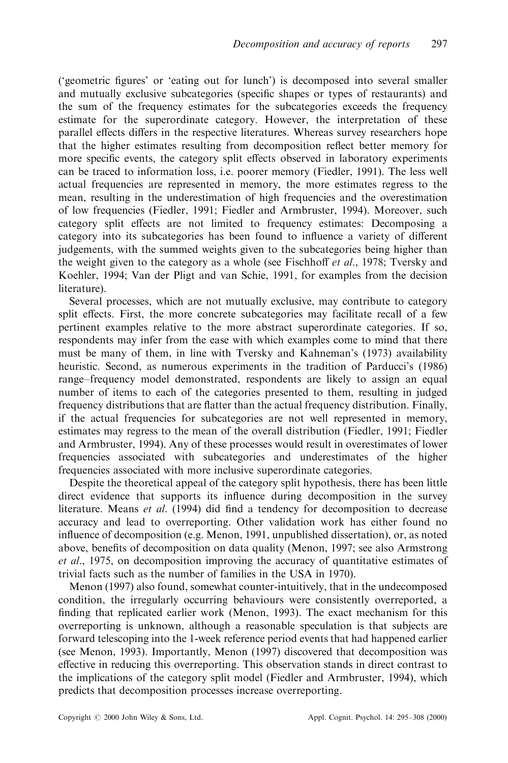('geometric figures' or 'eating out for lunch') is decomposed into several smaller and mutually exclusive subcategories (specific shapes or types of restaurants) and the sum of the frequency estimates for the subcategories exceeds the frequency estimate for the superordinate category. However, the interpretation of these parallel effects differs in the respective literatures. Whereas survey researchers hope that the higher estimates resulting from decomposition reflect better memory for more specific events, the category split effects observed in laboratory experiments can be traced to information loss, i.e. poorer memory (Fiedler, 1991). The less well actual frequencies are represented in memory, the more estimates regress to the mean, resulting in the underestimation of high frequencies and the overestimation of low frequencies (Fiedler, 1991; Fiedler and Armbruster, 1994). Moreover, such category split effects are not limited to frequency estimates: Decomposing a category into its subcategories has been found to influence a variety of different judgements, with the summed weights given to the subcategories being higher than the weight given to the category as a whole (see Fischhoff *et al.*, 1978; Tversky and Koehler, 1994; Van der Pligt and van Schie, 1991, for examples from the decision literature).

Several processes, which are not mutually exclusive, may contribute to category split effects. First, the more concrete subcategories may facilitate recall of a few pertinent examples relative to the more abstract superordinate categories. If so, respondents may infer from the ease with which examples come to mind that there must be many of them, in line with Tversky and Kahneman's (1973) availability heuristic. Second, as numerous experiments in the tradition of Parducci's (1986) range–frequency model demonstrated, respondents are likely to assign an equal number of items to each of the categories presented to them, resulting in judged frequency distributions that are flatter than the actual frequency distribution. Finally, if the actual frequencies for subcategories are not well represented in memory, estimates may regress to the mean of the overall distribution (Fiedler, 1991; Fiedler and Armbruster, 1994). Any of these processes would result in overestimates of lower frequencies associated with subcategories and underestimates of the higher frequencies associated with more inclusive superordinate categories.

Despite the theoretical appeal of the category split hypothesis, there has been little direct evidence that supports its influence during decomposition in the survey literature. Means *et al.* (1994) did find a tendency for decomposition to decrease accuracy and lead to overreporting. Other validation work has either found no influence of decomposition (e.g. Menon, 1991, unpublished dissertation), or, as noted above, benefits of decomposition on data quality (Menon, 1997; see also Armstrong *et al.*, 1975, on decomposition improving the accuracy of quantitative estimates of trivial facts such as the number of families in the USA in 1970).

Menon (1997) also found, somewhat counter-intuitively, that in the undecomposed condition, the irregularly occurring behaviours were consistently overreported, a finding that replicated earlier work (Menon, 1993). The exact mechanism for this overreporting is unknown, although a reasonable speculation is that subjects are forward telescoping into the 1-week reference period events that had happened earlier (see Menon, 1993). Importantly, Menon (1997) discovered that decomposition was effective in reducing this overreporting. This observation stands in direct contrast to the implications of the category split model (Fiedler and Armbruster, 1994), which predicts that decomposition processes increase overreporting.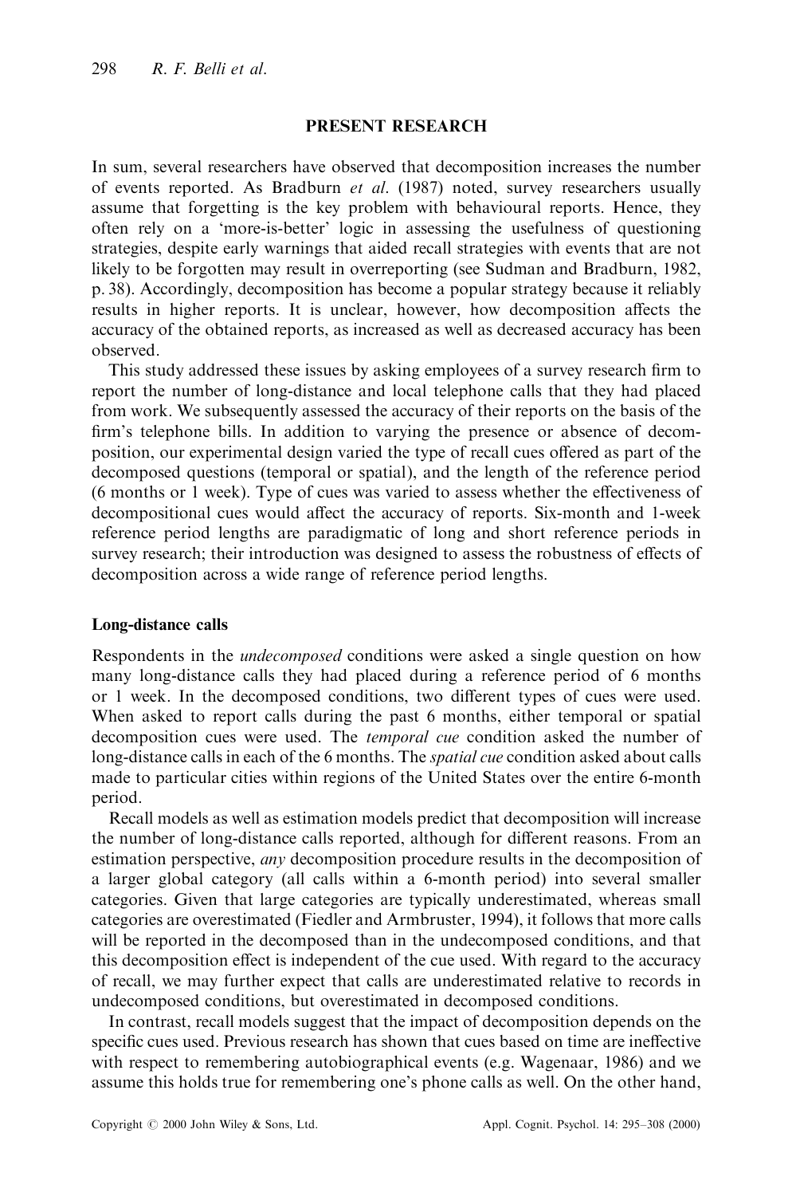## PRESENT RESEARCH

In sum, several researchers have observed that decomposition increases the number of events reported. As Bradburn *et al*. (1987) noted, survey researchers usually assume that forgetting is the key problem with behavioural reports. Hence, they often rely on a 'more-is-better' logic in assessing the usefulness of questioning strategies, despite early warnings that aided recall strategies with events that are not likely to be forgotten may result in overreporting (see Sudman and Bradburn, 1982, p. 38). Accordingly, decomposition has become a popular strategy because it reliably results in higher reports. It is unclear, however, how decomposition affects the accuracy of the obtained reports, as increased as well as decreased accuracy has been observed.

This study addressed these issues by asking employees of a survey research firm to report the number of long-distance and local telephone calls that they had placed from work. We subsequently assessed the accuracy of their reports on the basis of the firm's telephone bills. In addition to varying the presence or absence of decomposition, our experimental design varied the type of recall cues offered as part of the decomposed questions (temporal or spatial), and the length of the reference period (6 months or 1 week). Type of cues was varied to assess whether the effectiveness of decompositional cues would affect the accuracy of reports. Six-month and 1-week reference period lengths are paradigmatic of long and short reference periods in survey research; their introduction was designed to assess the robustness of effects of decomposition across a wide range of reference period lengths.

### Long-distance calls

Respondents in the *undecomposed* conditions were asked a single question on how many long-distance calls they had placed during a reference period of 6 months or 1 week. In the decomposed conditions, two different types of cues were used. When asked to report calls during the past 6 months, either temporal or spatial decomposition cues were used. The *temporal cue* condition asked the number of long-distance calls in each of the 6 months. The *spatial cue* condition asked about calls made to particular cities within regions of the United States over the entire 6-month period.

Recall models as well as estimation models predict that decomposition will increase the number of long-distance calls reported, although for different reasons. From an estimation perspective, *any* decomposition procedure results in the decomposition of a larger global category (all calls within a 6-month period) into several smaller categories. Given that large categories are typically underestimated, whereas small categories are overestimated (Fiedler and Armbruster, 1994), it follows that more calls will be reported in the decomposed than in the undecomposed conditions, and that this decomposition effect is independent of the cue used. With regard to the accuracy of recall, we may further expect that calls are underestimated relative to records in undecomposed conditions, but overestimated in decomposed conditions.

In contrast, recall models suggest that the impact of decomposition depends on the specific cues used. Previous research has shown that cues based on time are ineffective with respect to remembering autobiographical events (e.g. Wagenaar, 1986) and we assume this holds true for remembering one's phone calls as well. On the other hand,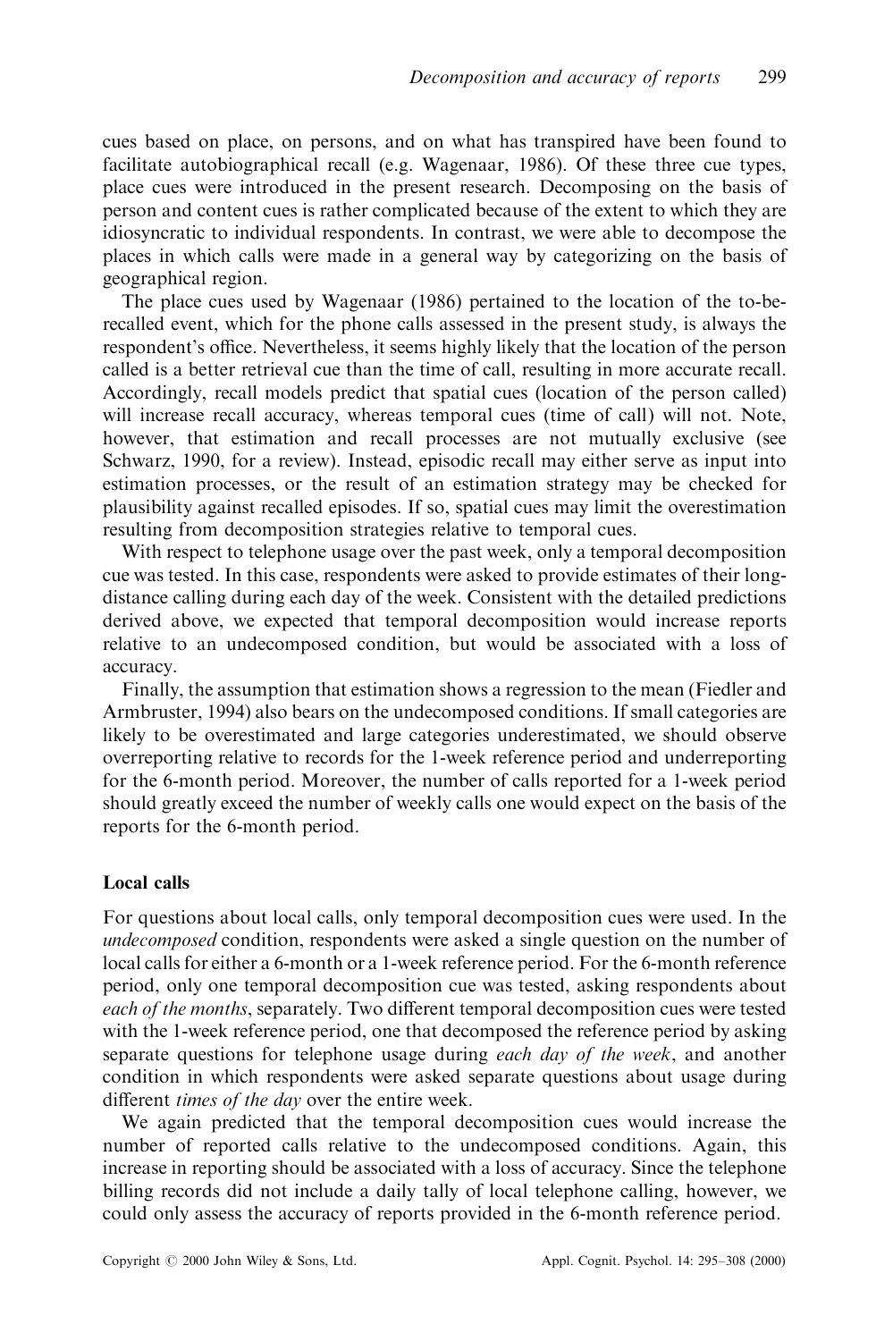cues based on place, on persons, and on what has transpired have been found to facilitate autobiographical recall (e.g. Wagenaar, 1986). Of these three cue types, place cues were introduced in the present research. Decomposing on the basis of person and content cues is rather complicated because of the extent to which they are idiosyncratic to individual respondents. In contrast, we were able to decompose the places in which calls were made in a general way by categorizing on the basis of geographical region.

The place cues used by Wagenaar (1986) pertained to the location of the to-be-recalled event, which for the phone calls assessed in the present study, is always the respondent's office. Nevertheless, it seems highly likely that the location of the person called is a better retrieval cue than the time of call, resulting in more accurate recall. Accordingly, recall models predict that spatial cues (location of the person called) will increase recall accuracy, whereas temporal cues (time of call) will not. Note, however, that estimation and recall processes are not mutually exclusive (see Schwarz, 1990, for a review). Instead, episodic recall may either serve as input into estimation processes, or the result of an estimation strategy may be checked for plausibility against recalled episodes. If so, spatial cues may limit the overestimation resulting from decomposition strategies relative to temporal cues.

With respect to telephone usage over the past week, only a temporal decomposition cue was tested. In this case, respondents were asked to provide estimates of their long-distance calling during each day of the week. Consistent with the detailed predictions derived above, we expected that temporal decomposition would increase reports relative to an undecomposed condition, but would be associated with a loss of accuracy.

Finally, the assumption that estimation shows a regression to the mean (Fiedler and Armbruster, 1994) also bears on the undecomposed conditions. If small categories are likely to be overestimated and large categories underestimated, we should observe overreporting relative to records for the 1-week reference period and underreporting for the 6-month period. Moreover, the number of calls reported for a 1-week period should greatly exceed the number of weekly calls one would expect on the basis of the reports for the 6-month period.

### Local calls

For questions about local calls, only temporal decomposition cues were used. In the *undecomposed* condition, respondents were asked a single question on the number of local calls for either a 6-month or a 1-week reference period. For the 6-month reference period, only one temporal decomposition cue was tested, asking respondents about *each of the months*, separately. Two different temporal decomposition cues were tested with the 1-week reference period, one that decomposed the reference period by asking separate questions for telephone usage during *each day of the week*, and another condition in which respondents were asked separate questions about usage during different *times of the day* over the entire week.

We again predicted that the temporal decomposition cues would increase the number of reported calls relative to the undecomposed conditions. Again, this increase in reporting should be associated with a loss of accuracy. Since the telephone billing records did not include a daily tally of local telephone calling, however, we could only assess the accuracy of reports provided in the 6-month reference period.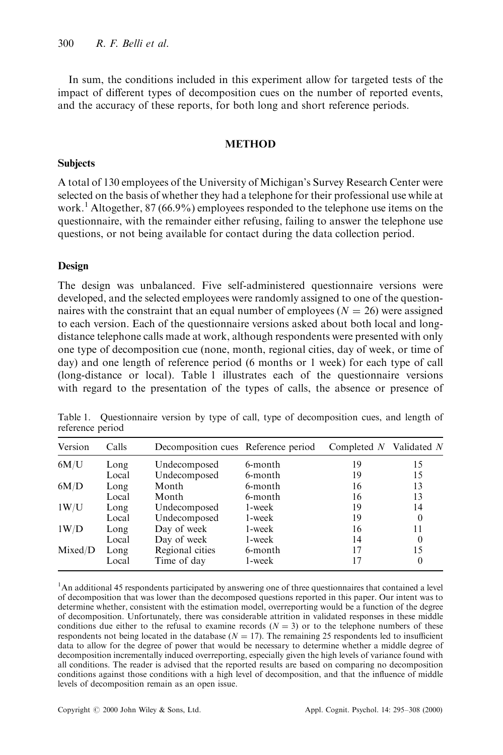In sum, the conditions included in this experiment allow for targeted tests of the impact of different types of decomposition cues on the number of reported events, and the accuracy of these reports, for both long and short reference periods.

## METHOD

### Subjects

A total of 130 employees of the University of Michigan's Survey Research Center were selected on the basis of whether they had a telephone for their professional use while at work.[1] Altogether, 87 (66.9%) employees responded to the telephone use items on the questionnaire, with the remainder either refusing, failing to answer the telephone use questions, or not being available for contact during the data collection period.

### Design

The design was unbalanced. Five self-administered questionnaire versions were developed, and the selected employees were randomly assigned to one of the questionnaires with the constraint that an equal number of employees ($N = 26$) were assigned to each version. Each of the questionnaire versions asked about both local and long-distance telephone calls made at work, although respondents were presented with only one type of decomposition cue (none, month, regional cities, day of week, or time of day) and one length of reference period (6 months or 1 week) for each type of call (long-distance or local). Table 1 illustrates each of the questionnaire versions with regard to the presentation of the types of calls, the absence or presence of

Table 1. Questionnaire version by type of call, type of decomposition cues, and length of reference period

| Version | Calls | Decomposition cues | Reference period | Completed $N$ | Validated $N$ |
|---|---|---|---|---|---|
| 6M/U | Long | Undecomposed | 6-month | 19 | 15 |
| | Local | Undecomposed | 6-month | 19 | 15 |
| 6M/D | Long | Month | 6-month | 16 | 13 |
| | Local | Month | 6-month | 16 | 13 |
| 1W/U | Long | Undecomposed | 1-week | 19 | 14 |
| | Local | Undecomposed | 1-week | 19 | 0 |
| 1W/D | Long | Day of week | 1-week | 16 | 11 |
| | Local | Day of week | 1-week | 14 | 0 |
| Mixed/D | Long | Regional cities | 6-month | 17 | 15 |
| | Local | Time of day | 1-week | 17 | 0 |

[1] An additional 45 respondents participated by answering one of three questionnaires that contained a level of decomposition that was lower than the decomposed questions reported in this paper. Our intent was to determine whether, consistent with the estimation model, overreporting would be a function of the degree of decomposition. Unfortunately, there was considerable attrition in validated responses in these middle conditions due either to the refusal to examine records ($N = 3$) or to the telephone numbers of these respondents not being located in the database ($N = 17$). The remaining 25 respondents led to insufficient data to allow for the degree of power that would be necessary to determine whether a middle degree of decomposition incrementally induced overreporting, especially given the high levels of variance found with all conditions. The reader is advised that the reported results are based on comparing no decomposition conditions against those conditions with a high level of decomposition, and that the influence of middle levels of decomposition remain as an open issue.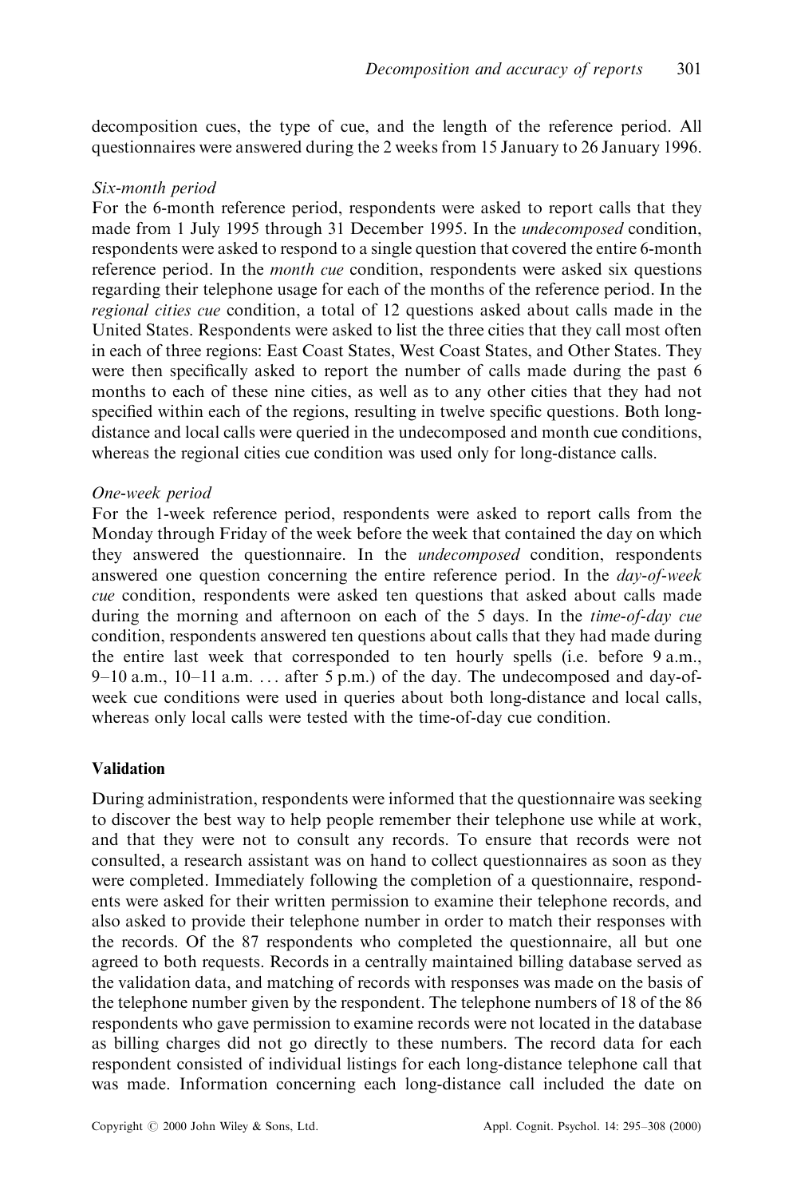decomposition cues, the type of cue, and the length of the reference period. All questionnaires were answered during the 2 weeks from 15 January to 26 January 1996.

*Six-month period*

For the 6-month reference period, respondents were asked to report calls that they made from 1 July 1995 through 31 December 1995. In the *undecomposed* condition, respondents were asked to respond to a single question that covered the entire 6-month reference period. In the *month cue* condition, respondents were asked six questions regarding their telephone usage for each of the months of the reference period. In the *regional cities cue* condition, a total of 12 questions asked about calls made in the United States. Respondents were asked to list the three cities that they call most often in each of three regions: East Coast States, West Coast States, and Other States. They were then specifically asked to report the number of calls made during the past 6 months to each of these nine cities, as well as to any other cities that they had not specified within each of the regions, resulting in twelve specific questions. Both long-distance and local calls were queried in the undecomposed and month cue conditions, whereas the regional cities cue condition was used only for long-distance calls.

*One-week period*

For the 1-week reference period, respondents were asked to report calls from the Monday through Friday of the week before the week that contained the day on which they answered the questionnaire. In the *undecomposed* condition, respondents answered one question concerning the entire reference period. In the *day-of-week cue* condition, respondents were asked ten questions that asked about calls made during the morning and afternoon on each of the 5 days. In the *time-of-day cue* condition, respondents answered ten questions about calls that they had made during the entire last week that corresponded to ten hourly spells (i.e. before 9 a.m., 9–10 a.m., 10–11 a.m. ... after 5 p.m.) of the day. The undecomposed and day-of-week cue conditions were used in queries about both long-distance and local calls, whereas only local calls were tested with the time-of-day cue condition.

## Validation

During administration, respondents were informed that the questionnaire was seeking to discover the best way to help people remember their telephone use while at work, and that they were not to consult any records. To ensure that records were not consulted, a research assistant was on hand to collect questionnaires as soon as they were completed. Immediately following the completion of a questionnaire, respondents were asked for their written permission to examine their telephone records, and also asked to provide their telephone number in order to match their responses with the records. Of the 87 respondents who completed the questionnaire, all but one agreed to both requests. Records in a centrally maintained billing database served as the validation data, and matching of records with responses was made on the basis of the telephone number given by the respondent. The telephone numbers of 18 of the 86 respondents who gave permission to examine records were not located in the database as billing charges did not go directly to these numbers. The record data for each respondent consisted of individual listings for each long-distance telephone call that was made. Information concerning each long-distance call included the date on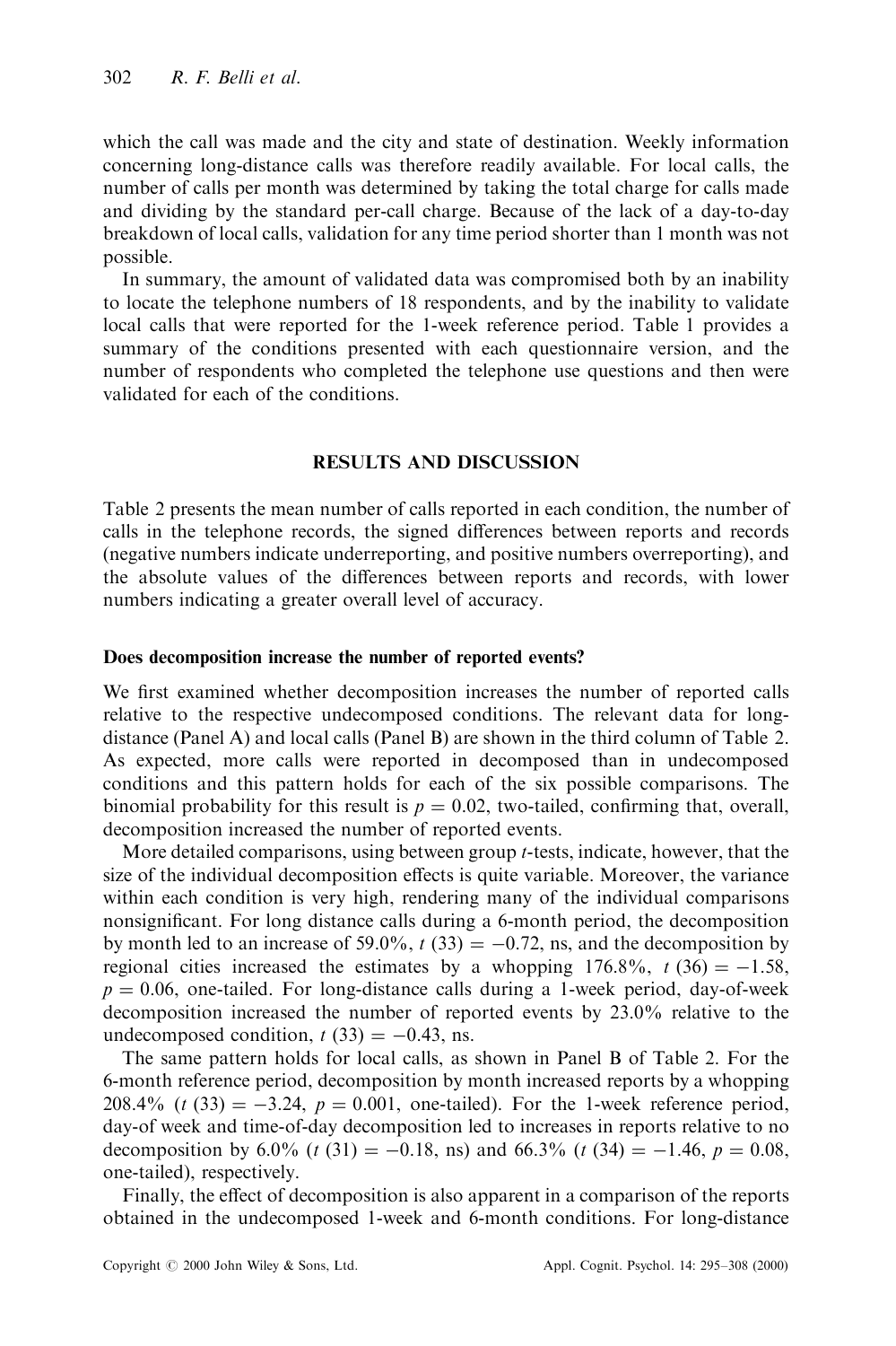which the call was made and the city and state of destination. Weekly information concerning long-distance calls was therefore readily available. For local calls, the number of calls per month was determined by taking the total charge for calls made and dividing by the standard per-call charge. Because of the lack of a day-to-day breakdown of local calls, validation for any time period shorter than 1 month was not possible.

In summary, the amount of validated data was compromised both by an inability to locate the telephone numbers of 18 respondents, and by the inability to validate local calls that were reported for the 1-week reference period. Table 1 provides a summary of the conditions presented with each questionnaire version, and the number of respondents who completed the telephone use questions and then were validated for each of the conditions.

## RESULTS AND DISCUSSION

Table 2 presents the mean number of calls reported in each condition, the number of calls in the telephone records, the signed differences between reports and records (negative numbers indicate underreporting, and positive numbers overreporting), and the absolute values of the differences between reports and records, with lower numbers indicating a greater overall level of accuracy.

### Does decomposition increase the number of reported events?

We first examined whether decomposition increases the number of reported calls relative to the respective undecomposed conditions. The relevant data for long-distance (Panel A) and local calls (Panel B) are shown in the third column of Table 2. As expected, more calls were reported in decomposed than in undecomposed conditions and this pattern holds for each of the six possible comparisons. The binomial probability for this result is $p = 0.02$, two-tailed, confirming that, overall, decomposition increased the number of reported events.

More detailed comparisons, using between group $t$-tests, indicate, however, that the size of the individual decomposition effects is quite variable. Moreover, the variance within each condition is very high, rendering many of the individual comparisons nonsignificant. For long distance calls during a 6-month period, the decomposition by month led to an increase of 59.0%, $t\ (33) = -0.72$, ns, and the decomposition by regional cities increased the estimates by a whopping 176.8%, $t\ (36) = -1.58$, $p = 0.06$, one-tailed. For long-distance calls during a 1-week period, day-of-week decomposition increased the number of reported events by 23.0% relative to the undecomposed condition, $t\ (33) = -0.43$, ns.

The same pattern holds for local calls, as shown in Panel B of Table 2. For the 6-month reference period, decomposition by month increased reports by a whopping 208.4% ($t\ (33) = -3.24$, $p = 0.001$, one-tailed). For the 1-week reference period, day-of week and time-of-day decomposition led to increases in reports relative to no decomposition by 6.0% ($t\ (31) = -0.18$, ns) and 66.3% ($t\ (34) = -1.46$, $p = 0.08$, one-tailed), respectively.

Finally, the effect of decomposition is also apparent in a comparison of the reports obtained in the undecomposed 1-week and 6-month conditions. For long-distance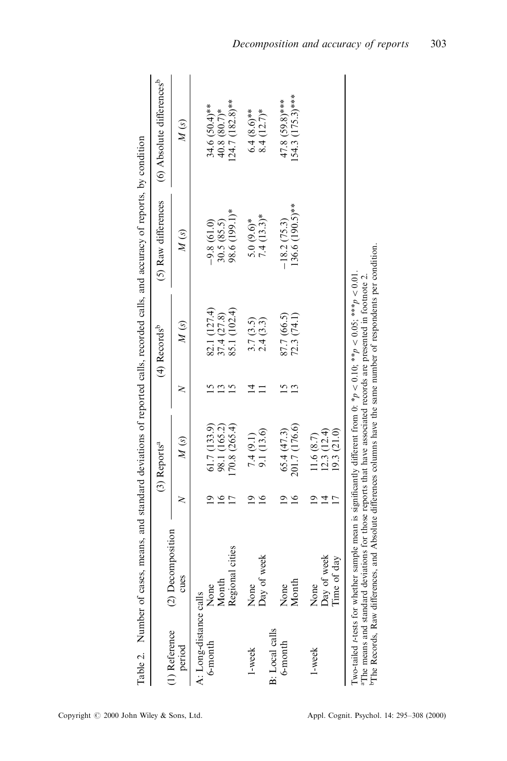Table 2. Number of cases, means, and standard deviations of reported calls, recorded calls, and accuracy of reports, by condition

| (1) Reference period | (2) Decomposition cues | (3) Reports[a] | | (4) Records[b] | | (5) Raw differences | (6) Absolute differences[b] |
|---|---|---|---|---|---|---|---|
| | | $N$ | $M$ ($s$) | $N$ | $M$ ($s$) | $M$ ($s$) | $M$ ($s$) |
| A: Long-distance calls | | | | | | | |
| 6-month | None | 19 | 61.7 (133.9) | 15 | 82.1 (127.4) | −9.8 (61.0) | 34.6 (50.4)** |
| | Month | 16 | 98.1 (165.2) | 13 | 37.4 (27.8) | 30.5 (85.5) | 40.8 (80.7)* |
| | Regional cities | 17 | 170.8 (265.4) | 15 | 85.1 (102.4) | 98.6 (199.1)* | 124.7 (182.8)** |
| 1-week | None | 19 | 7.4 (9.1) | 14 | 3.7 (3.5) | 5.0 (9.6)* | 6.4 (8.6)** |
| | Day of week | 16 | 9.1 (13.6) | 11 | 2.4 (3.3) | 7.4 (13.3)* | 8.4 (12.7)* |
| B: Local calls | | | | | | | |
| 6-month | None | 19 | 65.4 (47.3) | 15 | 87.7 (66.5) | −18.2 (75.3) | 47.8 (59.8)*** |
| | Month | 16 | 201.7 (176.6) | 13 | 72.3 (74.1) | 136.6 (190.5)** | 154.3 (175.3)*** |
| 1-week | None | 19 | 11.6 (8.7) | | | | |
| | Day of week | 14 | 12.3 (12.4) | | | | |
| | Time of day | 17 | 19.3 (21.0) | | | | |

Two-tailed $t$-tests for whether sample mean is significantly different from 0: *$p < 0.10$; **$p < 0.05$; ***$p < 0.01$.
[a]The means and standard deviations for those reports that have associated records are presented in footnote 2.
[b]The Records, Raw differences, and Absolute differences columns have the same number of respondents per condition.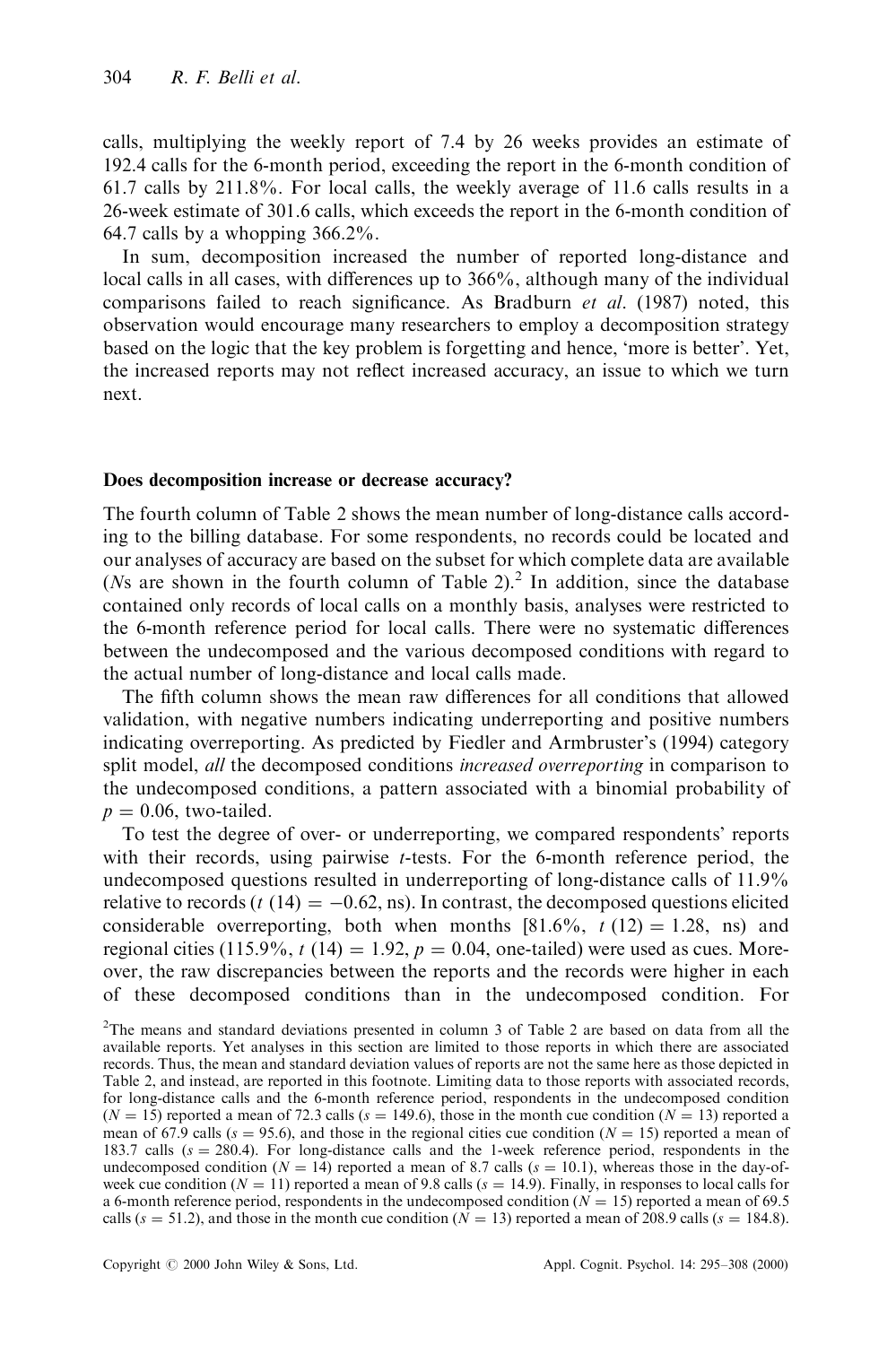calls, multiplying the weekly report of 7.4 by 26 weeks provides an estimate of 192.4 calls for the 6-month period, exceeding the report in the 6-month condition of 61.7 calls by 211.8%. For local calls, the weekly average of 11.6 calls results in a 26-week estimate of 301.6 calls, which exceeds the report in the 6-month condition of 64.7 calls by a whopping 366.2%.

In sum, decomposition increased the number of reported long-distance and local calls in all cases, with differences up to 366%, although many of the individual comparisons failed to reach significance. As Bradburn *et al*. (1987) noted, this observation would encourage many researchers to employ a decomposition strategy based on the logic that the key problem is forgetting and hence, 'more is better'. Yet, the increased reports may not reflect increased accuracy, an issue to which we turn next.

### Does decomposition increase or decrease accuracy?

The fourth column of Table 2 shows the mean number of long-distance calls according to the billing database. For some respondents, no records could be located and our analyses of accuracy are based on the subset for which complete data are available (*N*s are shown in the fourth column of Table 2).[2] In addition, since the database contained only records of local calls on a monthly basis, analyses were restricted to the 6-month reference period for local calls. There were no systematic differences between the undecomposed and the various decomposed conditions with regard to the actual number of long-distance and local calls made.

The fifth column shows the mean raw differences for all conditions that allowed validation, with negative numbers indicating underreporting and positive numbers indicating overreporting. As predicted by Fiedler and Armbruster's (1994) category split model, *all* the decomposed conditions *increased overreporting* in comparison to the undecomposed conditions, a pattern associated with a binomial probability of $p = 0.06$, two-tailed.

To test the degree of over- or underreporting, we compared respondents' reports with their records, using pairwise *t*-tests. For the 6-month reference period, the undecomposed questions resulted in underreporting of long-distance calls of 11.9% relative to records ($t\,(14) = -0.62$, ns). In contrast, the decomposed questions elicited considerable overreporting, both when months [81.6%, $t\,(12) = 1.28$, ns) and regional cities (115.9%, $t\,(14) = 1.92$, $p = 0.04$, one-tailed) were used as cues. Moreover, the raw discrepancies between the reports and the records were higher in each of these decomposed conditions than in the undecomposed condition. For

[2]The means and standard deviations presented in column 3 of Table 2 are based on data from all the available reports. Yet analyses in this section are limited to those reports in which there are associated records. Thus, the mean and standard deviation values of reports are not the same here as those depicted in Table 2, and instead, are reported in this footnote. Limiting data to those reports with associated records, for long-distance calls and the 6-month reference period, respondents in the undecomposed condition ($N = 15$) reported a mean of 72.3 calls ($s = 149.6$), those in the month cue condition ($N = 13$) reported a mean of 67.9 calls ($s = 95.6$), and those in the regional cities cue condition ($N = 15$) reported a mean of 183.7 calls ($s = 280.4$). For long-distance calls and the 1-week reference period, respondents in the undecomposed condition ($N = 14$) reported a mean of 8.7 calls ($s = 10.1$), whereas those in the day-of-week cue condition ($N = 11$) reported a mean of 9.8 calls ($s = 14.9$). Finally, in responses to local calls for a 6-month reference period, respondents in the undecomposed condition ($N = 15$) reported a mean of 69.5 calls ($s = 51.2$), and those in the month cue condition ($N = 13$) reported a mean of 208.9 calls ($s = 184.8$).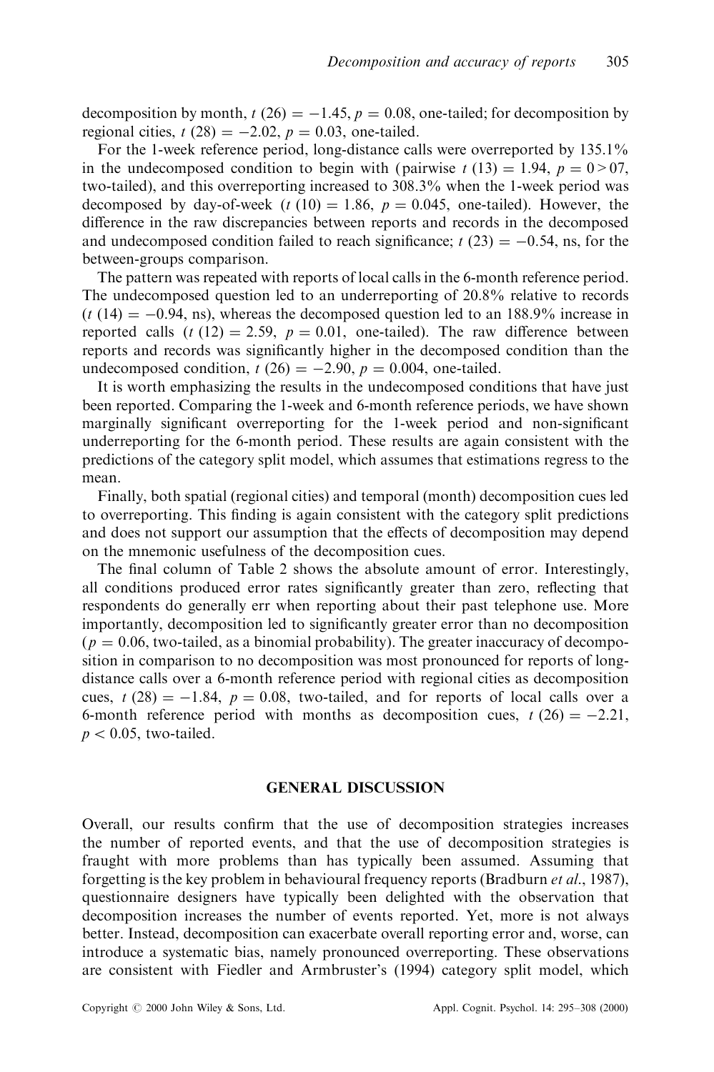decomposition by month, $t\ (26) = -1.45$, $p = 0.08$, one-tailed; for decomposition by regional cities, $t\ (28) = -2.02$, $p = 0.03$, one-tailed.

For the 1-week reference period, long-distance calls were overreported by 135.1% in the undecomposed condition to begin with (pairwise $t\ (13) = 1.94$, $p = 0 > 07$, two-tailed), and this overreporting increased to 308.3% when the 1-week period was decomposed by day-of-week ($t\ (10) = 1.86$, $p = 0.045$, one-tailed). However, the difference in the raw discrepancies between reports and records in the decomposed and undecomposed condition failed to reach significance; $t\ (23) = -0.54$, ns, for the between-groups comparison.

The pattern was repeated with reports of local calls in the 6-month reference period. The undecomposed question led to an underreporting of 20.8% relative to records ($t\ (14) = -0.94$, ns), whereas the decomposed question led to an 188.9% increase in reported calls ($t\ (12) = 2.59$, $p = 0.01$, one-tailed). The raw difference between reports and records was significantly higher in the decomposed condition than the undecomposed condition, $t\ (26) = -2.90$, $p = 0.004$, one-tailed.

It is worth emphasizing the results in the undecomposed conditions that have just been reported. Comparing the 1-week and 6-month reference periods, we have shown marginally significant overreporting for the 1-week period and non-significant underreporting for the 6-month period. These results are again consistent with the predictions of the category split model, which assumes that estimations regress to the mean.

Finally, both spatial (regional cities) and temporal (month) decomposition cues led to overreporting. This finding is again consistent with the category split predictions and does not support our assumption that the effects of decomposition may depend on the mnemonic usefulness of the decomposition cues.

The final column of Table 2 shows the absolute amount of error. Interestingly, all conditions produced error rates significantly greater than zero, reflecting that respondents do generally err when reporting about their past telephone use. More importantly, decomposition led to significantly greater error than no decomposition ($p = 0.06$, two-tailed, as a binomial probability). The greater inaccuracy of decomposition in comparison to no decomposition was most pronounced for reports of long-distance calls over a 6-month reference period with regional cities as decomposition cues, $t\ (28) = -1.84$, $p = 0.08$, two-tailed, and for reports of local calls over a 6-month reference period with months as decomposition cues, $t\ (26) = -2.21$, $p < 0.05$, two-tailed.

## GENERAL DISCUSSION

Overall, our results confirm that the use of decomposition strategies increases the number of reported events, and that the use of decomposition strategies is fraught with more problems than has typically been assumed. Assuming that forgetting is the key problem in behavioural frequency reports (Bradburn *et al*., 1987), questionnaire designers have typically been delighted with the observation that decomposition increases the number of events reported. Yet, more is not always better. Instead, decomposition can exacerbate overall reporting error and, worse, can introduce a systematic bias, namely pronounced overreporting. These observations are consistent with Fiedler and Armbruster's (1994) category split model, which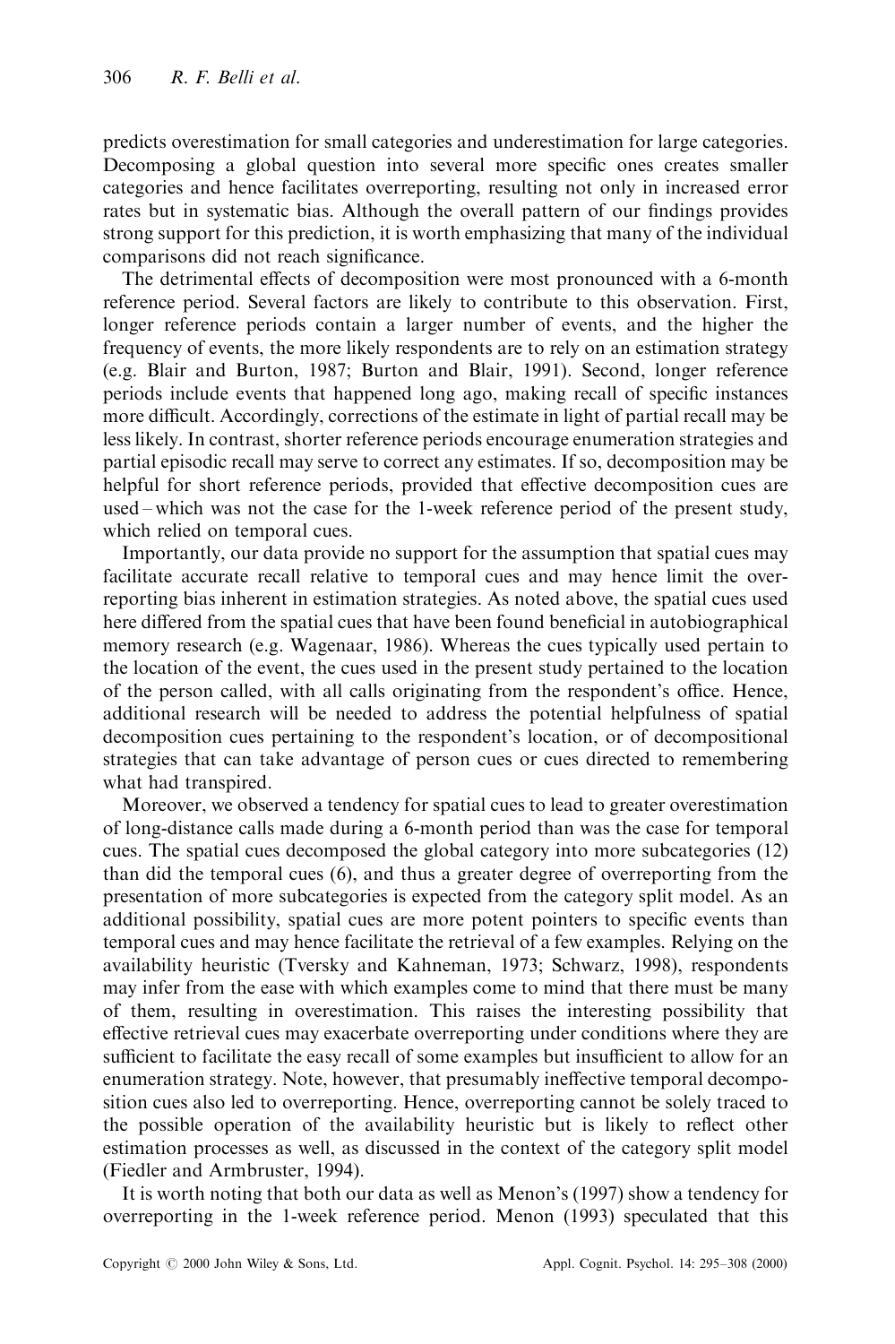predicts overestimation for small categories and underestimation for large categories. Decomposing a global question into several more specific ones creates smaller categories and hence facilitates overreporting, resulting not only in increased error rates but in systematic bias. Although the overall pattern of our findings provides strong support for this prediction, it is worth emphasizing that many of the individual comparisons did not reach significance.

The detrimental effects of decomposition were most pronounced with a 6-month reference period. Several factors are likely to contribute to this observation. First, longer reference periods contain a larger number of events, and the higher the frequency of events, the more likely respondents are to rely on an estimation strategy (e.g. Blair and Burton, 1987; Burton and Blair, 1991). Second, longer reference periods include events that happened long ago, making recall of specific instances more difficult. Accordingly, corrections of the estimate in light of partial recall may be less likely. In contrast, shorter reference periods encourage enumeration strategies and partial episodic recall may serve to correct any estimates. If so, decomposition may be helpful for short reference periods, provided that effective decomposition cues are used – which was not the case for the 1-week reference period of the present study, which relied on temporal cues.

Importantly, our data provide no support for the assumption that spatial cues may facilitate accurate recall relative to temporal cues and may hence limit the overreporting bias inherent in estimation strategies. As noted above, the spatial cues used here differed from the spatial cues that have been found beneficial in autobiographical memory research (e.g. Wagenaar, 1986). Whereas the cues typically used pertain to the location of the event, the cues used in the present study pertained to the location of the person called, with all calls originating from the respondent's office. Hence, additional research will be needed to address the potential helpfulness of spatial decomposition cues pertaining to the respondent's location, or of decompositional strategies that can take advantage of person cues or cues directed to remembering what had transpired.

Moreover, we observed a tendency for spatial cues to lead to greater overestimation of long-distance calls made during a 6-month period than was the case for temporal cues. The spatial cues decomposed the global category into more subcategories (12) than did the temporal cues (6), and thus a greater degree of overreporting from the presentation of more subcategories is expected from the category split model. As an additional possibility, spatial cues are more potent pointers to specific events than temporal cues and may hence facilitate the retrieval of a few examples. Relying on the availability heuristic (Tversky and Kahneman, 1973; Schwarz, 1998), respondents may infer from the ease with which examples come to mind that there must be many of them, resulting in overestimation. This raises the interesting possibility that effective retrieval cues may exacerbate overreporting under conditions where they are sufficient to facilitate the easy recall of some examples but insufficient to allow for an enumeration strategy. Note, however, that presumably ineffective temporal decomposition cues also led to overreporting. Hence, overreporting cannot be solely traced to the possible operation of the availability heuristic but is likely to reflect other estimation processes as well, as discussed in the context of the category split model (Fiedler and Armbruster, 1994).

It is worth noting that both our data as well as Menon's (1997) show a tendency for overreporting in the 1-week reference period. Menon (1993) speculated that this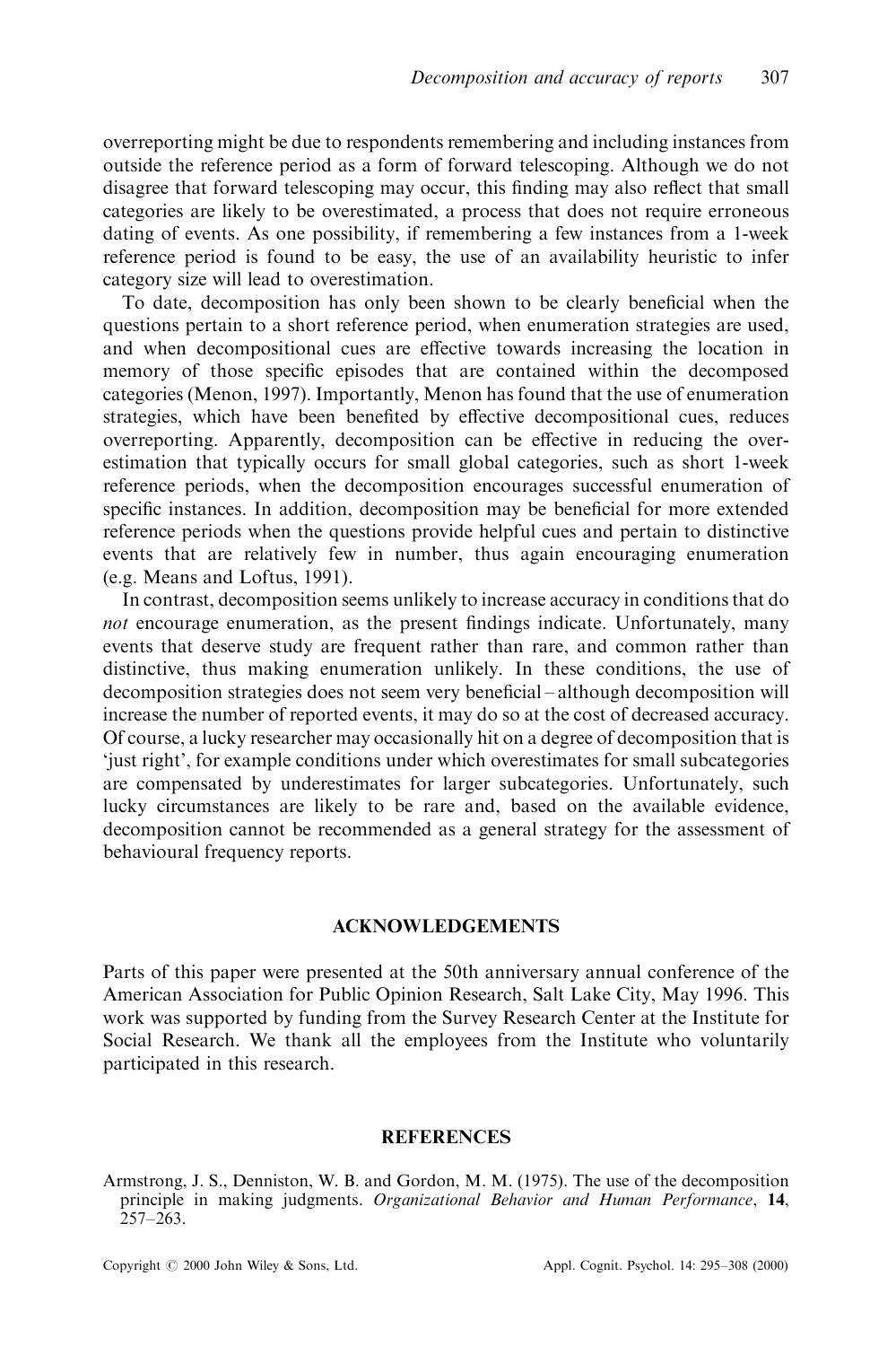overreporting might be due to respondents remembering and including instances from outside the reference period as a form of forward telescoping. Although we do not disagree that forward telescoping may occur, this finding may also reflect that small categories are likely to be overestimated, a process that does not require erroneous dating of events. As one possibility, if remembering a few instances from a 1-week reference period is found to be easy, the use of an availability heuristic to infer category size will lead to overestimation.

To date, decomposition has only been shown to be clearly beneficial when the questions pertain to a short reference period, when enumeration strategies are used, and when decompositional cues are effective towards increasing the location in memory of those specific episodes that are contained within the decomposed categories (Menon, 1997). Importantly, Menon has found that the use of enumeration strategies, which have been benefited by effective decompositional cues, reduces overreporting. Apparently, decomposition can be effective in reducing the overestimation that typically occurs for small global categories, such as short 1-week reference periods, when the decomposition encourages successful enumeration of specific instances. In addition, decomposition may be beneficial for more extended reference periods when the questions provide helpful cues and pertain to distinctive events that are relatively few in number, thus again encouraging enumeration (e.g. Means and Loftus, 1991).

In contrast, decomposition seems unlikely to increase accuracy in conditions that do *not* encourage enumeration, as the present findings indicate. Unfortunately, many events that deserve study are frequent rather than rare, and common rather than distinctive, thus making enumeration unlikely. In these conditions, the use of decomposition strategies does not seem very beneficial – although decomposition will increase the number of reported events, it may do so at the cost of decreased accuracy. Of course, a lucky researcher may occasionally hit on a degree of decomposition that is 'just right', for example conditions under which overestimates for small subcategories are compensated by underestimates for larger subcategories. Unfortunately, such lucky circumstances are likely to be rare and, based on the available evidence, decomposition cannot be recommended as a general strategy for the assessment of behavioural frequency reports.

## ACKNOWLEDGEMENTS

Parts of this paper were presented at the 50th anniversary annual conference of the American Association for Public Opinion Research, Salt Lake City, May 1996. This work was supported by funding from the Survey Research Center at the Institute for Social Research. We thank all the employees from the Institute who voluntarily participated in this research.

## REFERENCES

Armstrong, J. S., Denniston, W. B. and Gordon, M. M. (1975). The use of the decomposition principle in making judgments. *Organizational Behavior and Human Performance*, **14**, 257–263.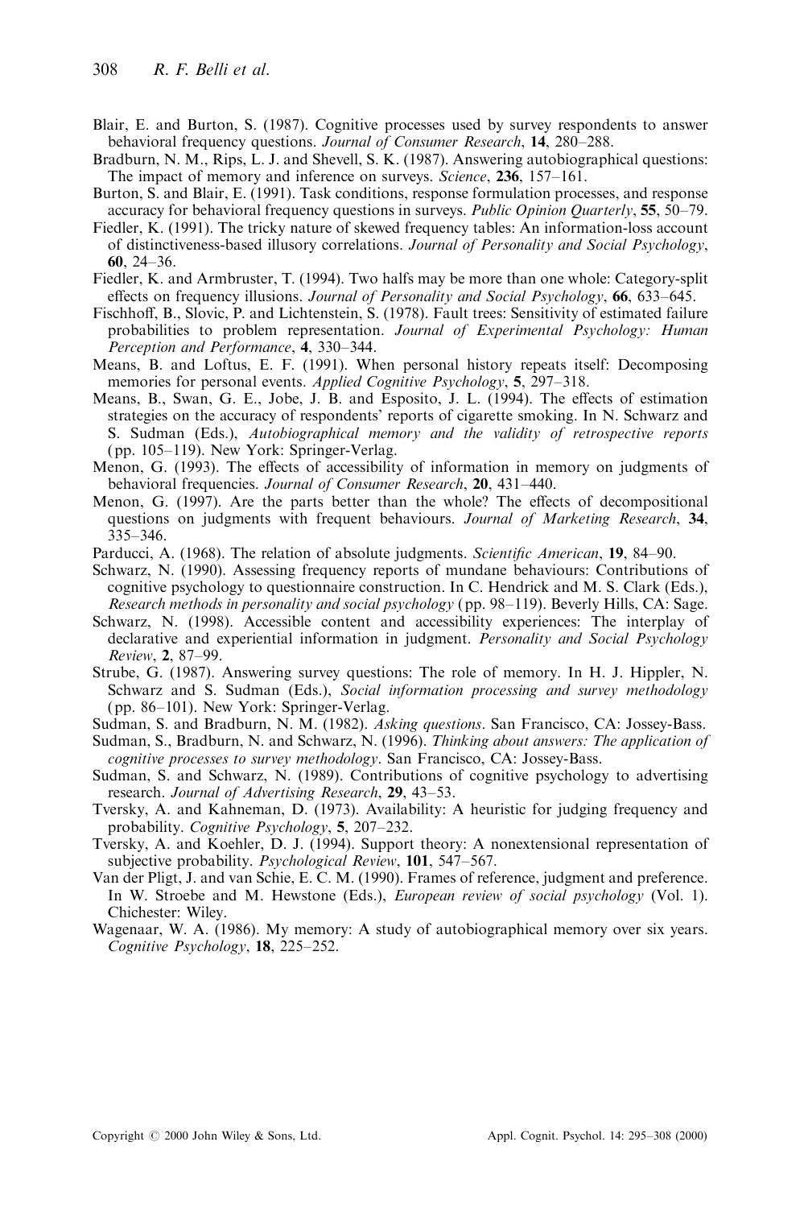Blair, E. and Burton, S. (1987). Cognitive processes used by survey respondents to answer behavioral frequency questions. *Journal of Consumer Research*, **14**, 280–288.

Bradburn, N. M., Rips, L. J. and Shevell, S. K. (1987). Answering autobiographical questions: The impact of memory and inference on surveys. *Science*, **236**, 157–161.

Burton, S. and Blair, E. (1991). Task conditions, response formulation processes, and response accuracy for behavioral frequency questions in surveys. *Public Opinion Quarterly*, **55**, 50–79.

Fiedler, K. (1991). The tricky nature of skewed frequency tables: An information-loss account of distinctiveness-based illusory correlations. *Journal of Personality and Social Psychology*, **60**, 24–36.

Fiedler, K. and Armbruster, T. (1994). Two halfs may be more than one whole: Category-split effects on frequency illusions. *Journal of Personality and Social Psychology*, **66**, 633–645.

Fischhoff, B., Slovic, P. and Lichtenstein, S. (1978). Fault trees: Sensitivity of estimated failure probabilities to problem representation. *Journal of Experimental Psychology: Human Perception and Performance*, **4**, 330–344.

Means, B. and Loftus, E. F. (1991). When personal history repeats itself: Decomposing memories for personal events. *Applied Cognitive Psychology*, **5**, 297–318.

Means, B., Swan, G. E., Jobe, J. B. and Esposito, J. L. (1994). The effects of estimation strategies on the accuracy of respondents' reports of cigarette smoking. In N. Schwarz and S. Sudman (Eds.), *Autobiographical memory and the validity of retrospective reports* (pp. 105–119). New York: Springer-Verlag.

Menon, G. (1993). The effects of accessibility of information in memory on judgments of behavioral frequencies. *Journal of Consumer Research*, **20**, 431–440.

Menon, G. (1997). Are the parts better than the whole? The effects of decompositional questions on judgments with frequent behaviours. *Journal of Marketing Research*, **34**, 335–346.

Parducci, A. (1968). The relation of absolute judgments. *Scientific American*, **19**, 84–90.

Schwarz, N. (1990). Assessing frequency reports of mundane behaviours: Contributions of cognitive psychology to questionnaire construction. In C. Hendrick and M. S. Clark (Eds.), *Research methods in personality and social psychology* (pp. 98–119). Beverly Hills, CA: Sage.

Schwarz, N. (1998). Accessible content and accessibility experiences: The interplay of declarative and experiential information in judgment. *Personality and Social Psychology Review*, **2**, 87–99.

Strube, G. (1987). Answering survey questions: The role of memory. In H. J. Hippler, N. Schwarz and S. Sudman (Eds.), *Social information processing and survey methodology* (pp. 86–101). New York: Springer-Verlag.

Sudman, S. and Bradburn, N. M. (1982). *Asking questions*. San Francisco, CA: Jossey-Bass.

Sudman, S., Bradburn, N. and Schwarz, N. (1996). *Thinking about answers: The application of cognitive processes to survey methodology*. San Francisco, CA: Jossey-Bass.

Sudman, S. and Schwarz, N. (1989). Contributions of cognitive psychology to advertising research. *Journal of Advertising Research*, **29**, 43–53.

Tversky, A. and Kahneman, D. (1973). Availability: A heuristic for judging frequency and probability. *Cognitive Psychology*, **5**, 207–232.

Tversky, A. and Koehler, D. J. (1994). Support theory: A nonextensional representation of subjective probability. *Psychological Review*, **101**, 547–567.

Van der Pligt, J. and van Schie, E. C. M. (1990). Frames of reference, judgment and preference. In W. Stroebe and M. Hewstone (Eds.), *European review of social psychology* (Vol. 1). Chichester: Wiley.

Wagenaar, W. A. (1986). My memory: A study of autobiographical memory over six years. *Cognitive Psychology*, **18**, 225–252.